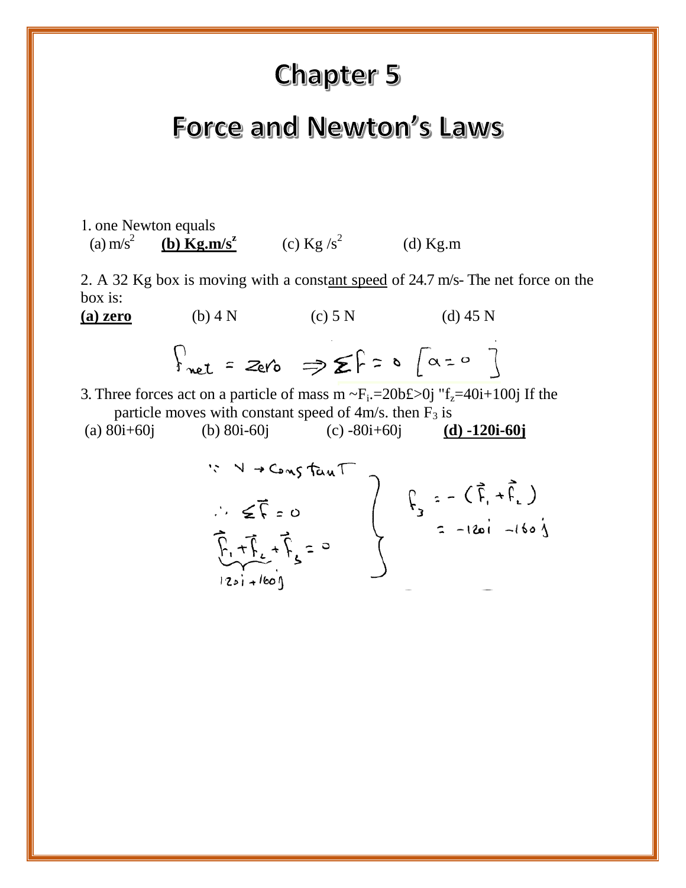# Chapter 5

# Force and Newton's Laws

1. one Newton equals

(a) $m/s^2$ **(b) $Kg.m/s^z$** (c) $Kg/s^2$ (d) Kg.m

2. A 32 Kg box is moving with a constant speed of 24.7 m/s- The net force on the box is:

**(a) zero** (b) 4 N (c) 5 N (d) 45 N

$$F_{net} = \text{zero} \Rightarrow \Sigma F = 0 \; [a = 0]$$

3. Three forces act on a particle of mass m ~$F_i$.=20b£>0j "$f_z$=40i+100j If the particle moves with constant speed of 4m/s. then $F_3$ is

(a) 80i+60j (b) 80i-60j (c) -80i+60j **(d) -120i-60j**

$\because v \rightarrow$ Constant

$\therefore \Sigma \vec{F} = 0$

$\underbrace{\vec{F}_1 + \vec{F}_2}_{120i + 160j} + \vec{F}_3 = 0$

$F_3 = -(\vec{F}_1 + \vec{F}_2)$

$= -120i - 160j$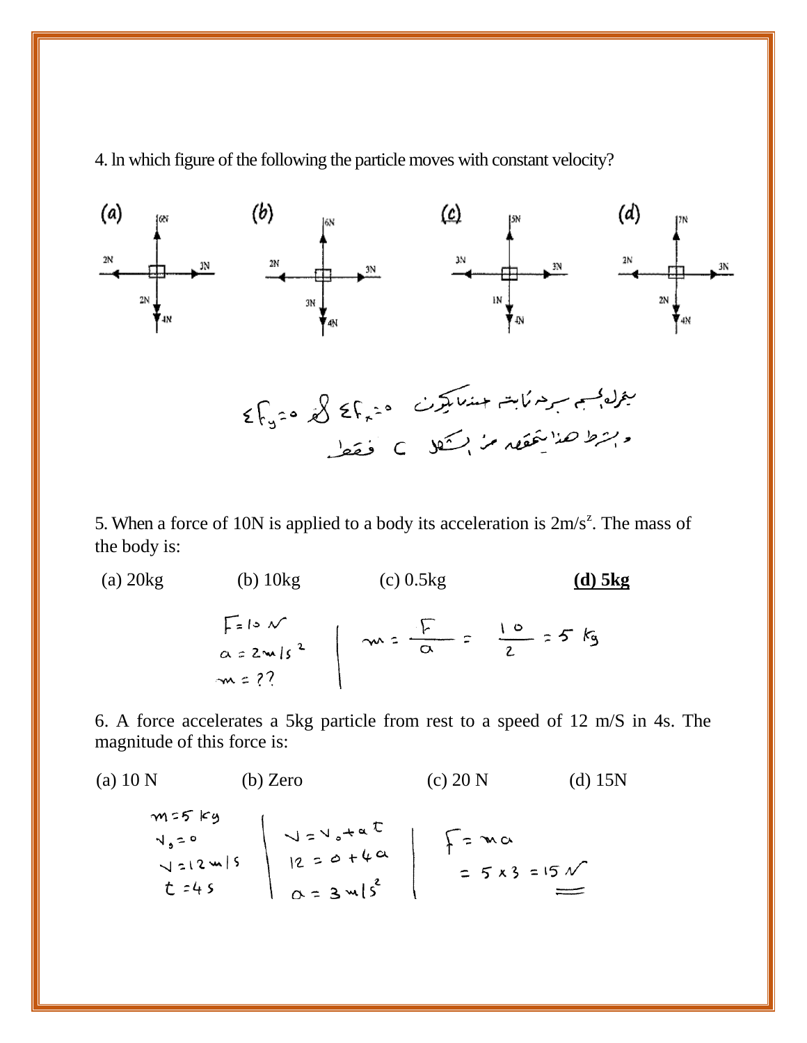4. In which figure of the following the particle moves with constant velocity?

(a) 6N up; 2N left; 3N right; 2N, 4N down

(b) 6N up; 2N left; 3N right; 3N, 4N down

(c) 5N up; 3N left; 3N right; 1N, 4N down

(d) 7N up; 2N left; 3N right; 2N, 4N down

يتحرك الجسم بسرعة ثابتة عندما يكون $\Sigma F_x = 0$ & $\Sigma F_y = 0$

والشرط هذا يتحقق من الشكل C فقط

5. When a force of 10N is applied to a body its acceleration is $2 m/s^2$. The mass of the body is:

(a) 20kg (b) 10kg (c) 0.5kg **(d) 5kg**

$F = 10 N$

$a = 2 m/s^2$

$m = ??$

$$m = \frac{F}{a} = \frac{10}{2} = 5 \text{ kg}$$

6. A force accelerates a 5kg particle from rest to a speed of 12 m/S in 4s. The magnitude of this force is:

(a) 10 N (b) Zero (c) 20 N (d) 15N

$m = 5 kg$

$v_0 = 0$

$v = 12 m/s$

$t = 4 s$

$$v = v_0 + at$$
$$12 = 0 + 4a$$
$$a = 3 m/s^2$$

$$F = ma = 5 \times 3 = 15 N$$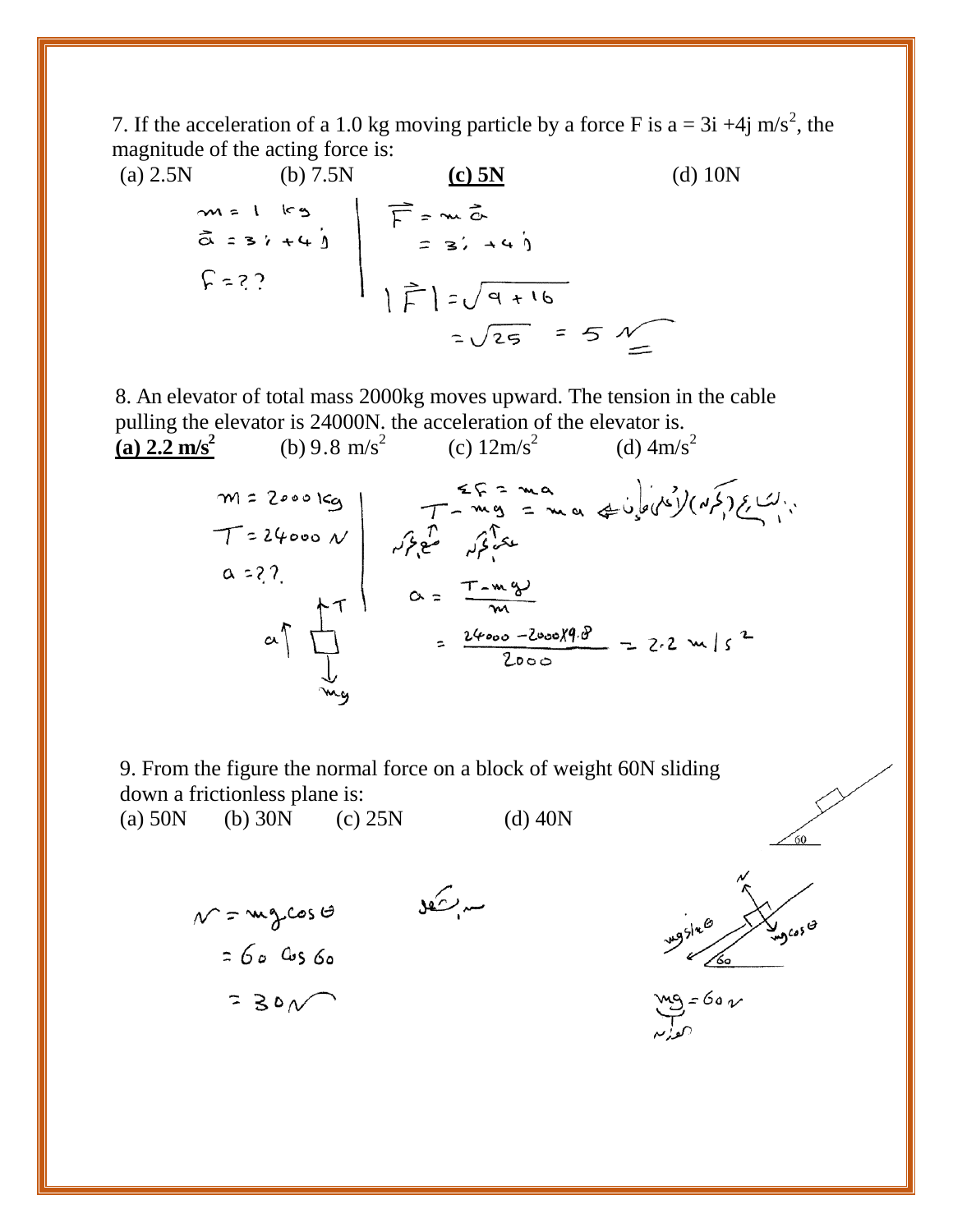7. If the acceleration of a 1.0 kg moving particle by a force F is $a = 3i + 4j$ m/s$^2$, the magnitude of the acting force is:

(a) 2.5N (b) 7.5N **(c) 5N** (d) 10N

$m = 1$ kg
$\vec{a} = 3i + 4j$
$F = ??$

$\vec{F} = m\vec{a}$
$= 3i + 4j$

$|\vec{F}| = \sqrt{9 + 16}$
$= \sqrt{25} = 5$ N

8. An elevator of total mass 2000kg moves upward. The tension in the cable pulling the elevator is 24000N. the acceleration of the elevator is.

**(a) 2.2 m/s$^2$** (b) 9.8 m/s$^2$ (c) 12m/s$^2$ (d) 4m/s$^2$

$m = 2000$ kg
$T = 24000$ N
$a = ??$

$\Sigma F = ma$
$T - mg = ma$ ⇐ باتجاه الحركة (الأعلى) موجب
مع الحركة ↑ عكس الحركة ↑

$a = \dfrac{T - mg}{m}$

$= \dfrac{24000 - 2000 \times 9.8}{2000} = 2.2$ m/s$^2$

9. From the figure the normal force on a block of weight 60N sliding down a frictionless plane is:

(a) 50N (b) 30N (c) 25N (d) 40N

$N = mg\cos\theta$
$= 60 \cos 60$
$= 30$ N

رسم الشكل

$mg = 60$ N
الوزن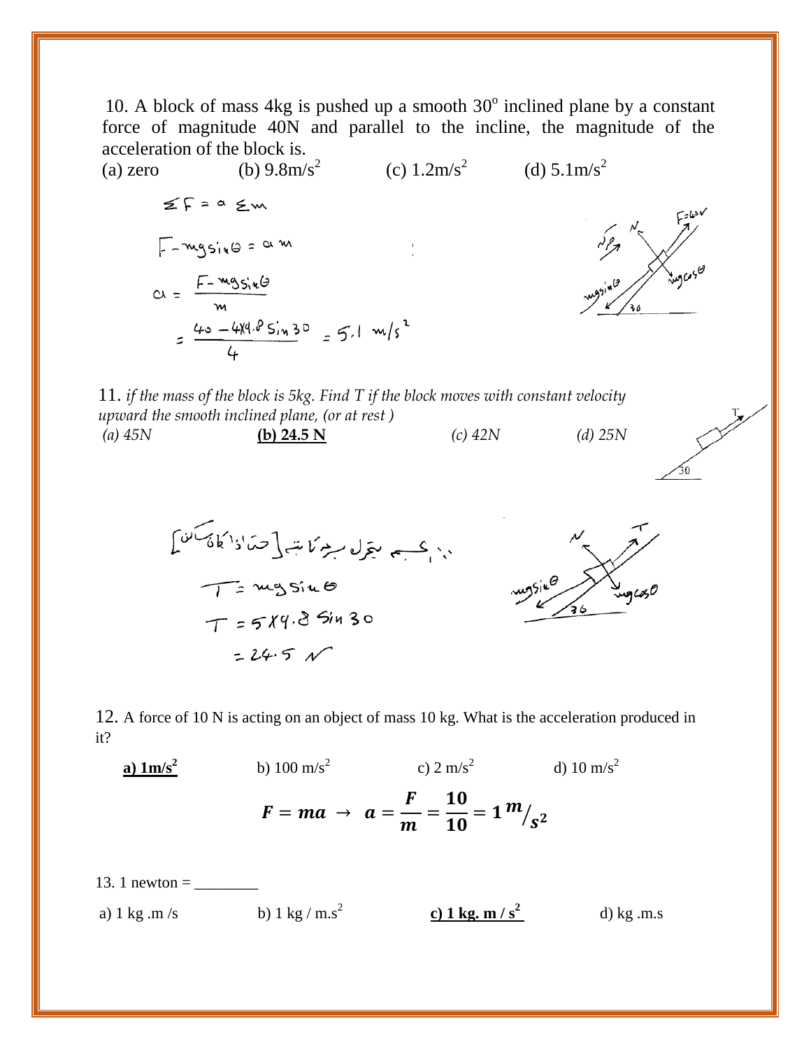10. A block of mass 4kg is pushed up a smooth $30^o$ inclined plane by a constant force of magnitude 40N and parallel to the incline, the magnitude of the acceleration of the block is.

(a) zero (b) $9.8 m/s^2$ (c) $1.2 m/s^2$ (d) $5.1 m/s^2$

$$\Sigma F = a \Sigma m$$

$$F - mg\sin\theta = a\,m$$

$$a = \frac{F - mg\sin\theta}{m}$$

$$= \frac{40 - 4 \times 9.8 \sin 30}{4} = 5.1 \ m/s^2$$

11. *if the mass of the block is 5kg. Find T if the block moves with constant velocity upward the smooth inclined plane, (or at rest )*

*(a) 45N* **(b) 24.5 N** *(c) 42N* *(d) 25N*

[ الجسم يتحرك بسرعة ثابتة (حتى ولو كان ساكن) ]

$$T = mg\sin\theta$$

$$T = 5 \times 9.8 \sin 30$$

$$= 24.5 \ N$$

12. A force of 10 N is acting on an object of mass 10 kg. What is the acceleration produced in it?

**a) $1 m/s^2$** b) $100 m/s^2$ c) $2 m/s^2$ d) $10 m/s^2$

$$\boldsymbol{F = ma \rightarrow a = \frac{F}{m} = \frac{10}{10} = 1 \, m/s^2}$$

13. 1 newton = ________

a) 1 kg .m /s b) 1 kg / m.$s^2$ **c) 1 kg. m / $s^2$** d) kg .m.s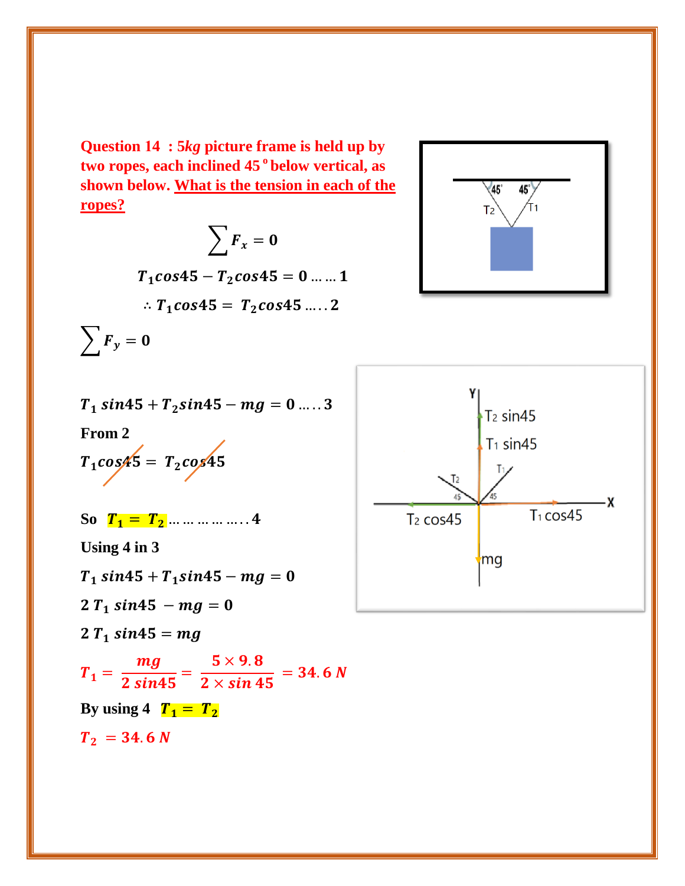**Question 14 : 5*kg* picture frame is held up by two ropes, each inclined 45 $^o$ below vertical, as shown below. What is the tension in each of the ropes?**

$$\sum F_x = 0$$

$$T_1 cos45 - T_2 cos45 = 0 \ldots\ldots 1$$

$$\therefore T_1 cos45 = T_2 cos45 \ldots\ldots 2$$

$$\sum F_y = 0$$

$$T_1 \, sin45 + T_2 sin45 - mg = 0 \ldots\ldots 3$$

From 2

$$T_1 cos45 = T_2 cos45$$

So $T_1 = T_2 \ldots\ldots\ldots\ldots\ldots 4$

Using 4 in 3

$$T_1 \, sin45 + T_1 sin45 - mg = 0$$

$$2\, T_1 \, sin45 \, - mg = 0$$

$$2\, T_1 \, sin45 = mg$$

$$T_1 = \frac{mg}{2\, sin45} = \frac{5 \times 9.8}{2 \times sin\, 45} = 34.6\, N$$

By using 4 $T_1 = T_2$

$$T_2 = 34.6\, N$$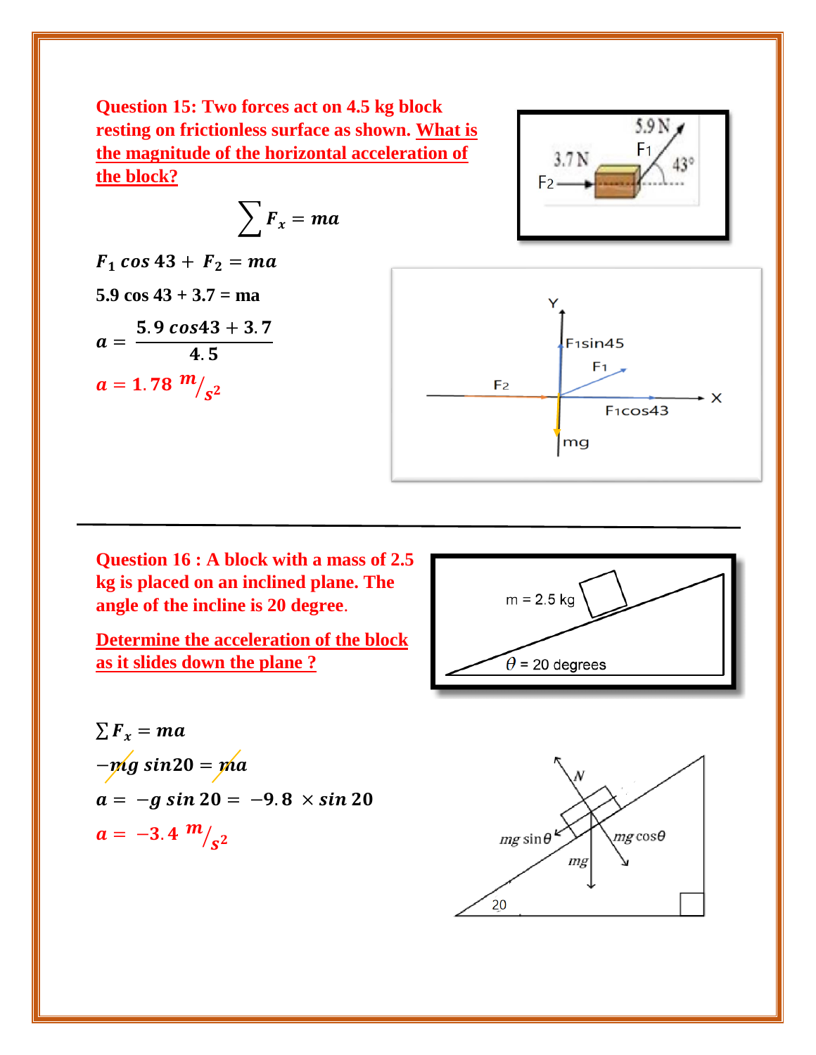**Question 15: Two forces act on 4.5 kg block resting on frictionless surface as shown. What is the magnitude of the horizontal acceleration of the block?**

$$\sum F_x = ma$$

$F_1 \cos 43 + F_2 = ma$

$5.9 \cos 43 + 3.7 = ma$

$$a = \frac{5.9 \cos 43 + 3.7}{4.5}$$

$a = 1.78 \ m/s^2$

---

**Question 16 : A block with a mass of 2.5 kg is placed on an inclined plane. The angle of the incline is 20 degree.**

**Determine the acceleration of the block as it slides down the plane ?**

$\sum F_x = ma$

$-mg \sin 20 = ma$

$a = -g \sin 20 = -9.8 \times \sin 20$

$a = -3.4 \ m/s^2$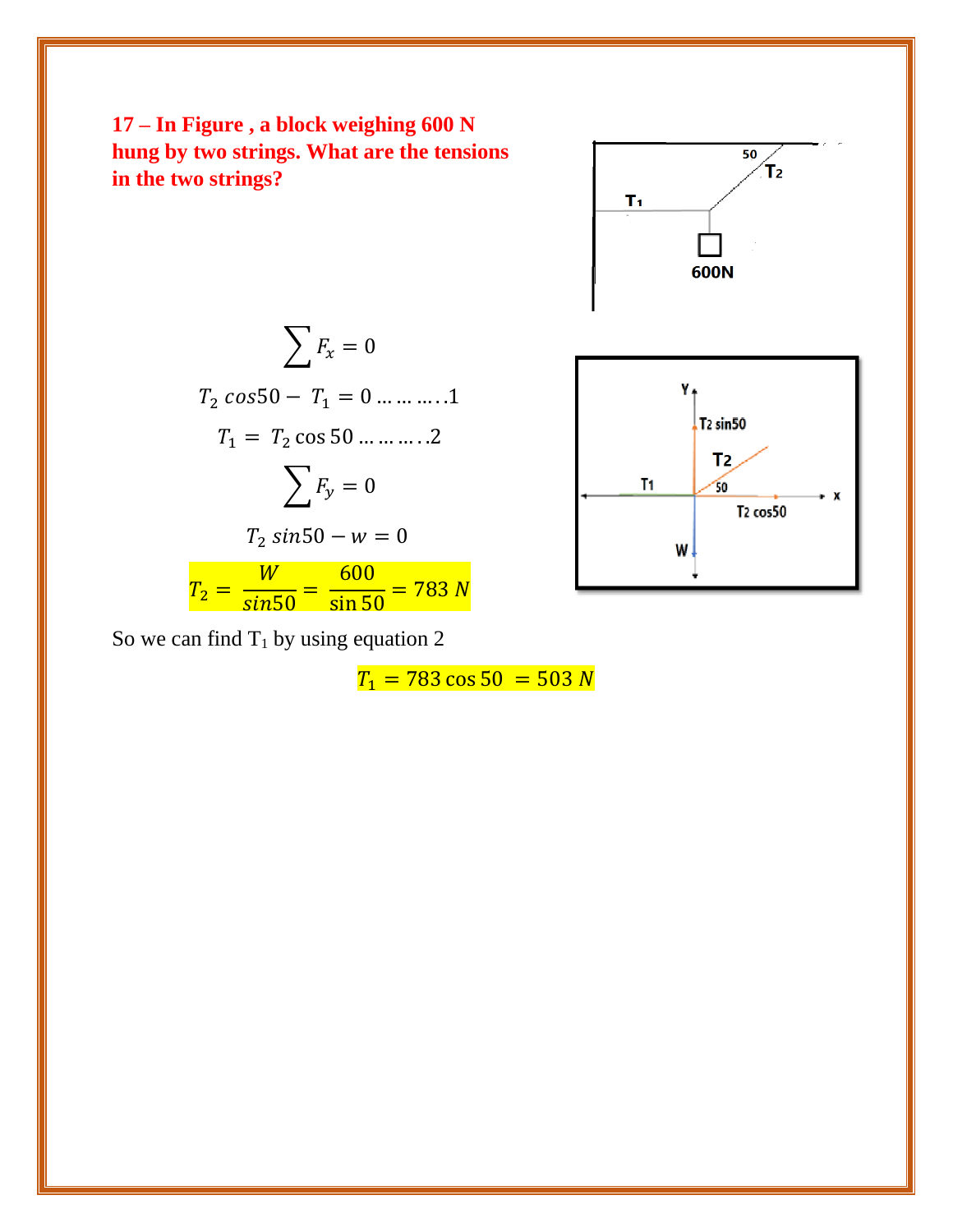**17 – In Figure , a block weighing 600 N hung by two strings. What are the tensions in the two strings?**

$$\sum F_x = 0$$

$$T_2 \, cos50 - \, T_1 \, = 0 \ldots \ldots \ldots ..1$$

$$T_1 \, = \, T_2 \cos 50 \ldots \ldots \ldots ..2$$

$$\sum F_y = 0$$

$$T_2 \, sin50 - w = 0$$

$$T_2 = \frac{W}{sin50} = \frac{600}{\sin 50} = 783 \, N$$

So we can find $T_1$ by using equation 2

$$T_1 = 783 \cos 50 \, = 503 \, N$$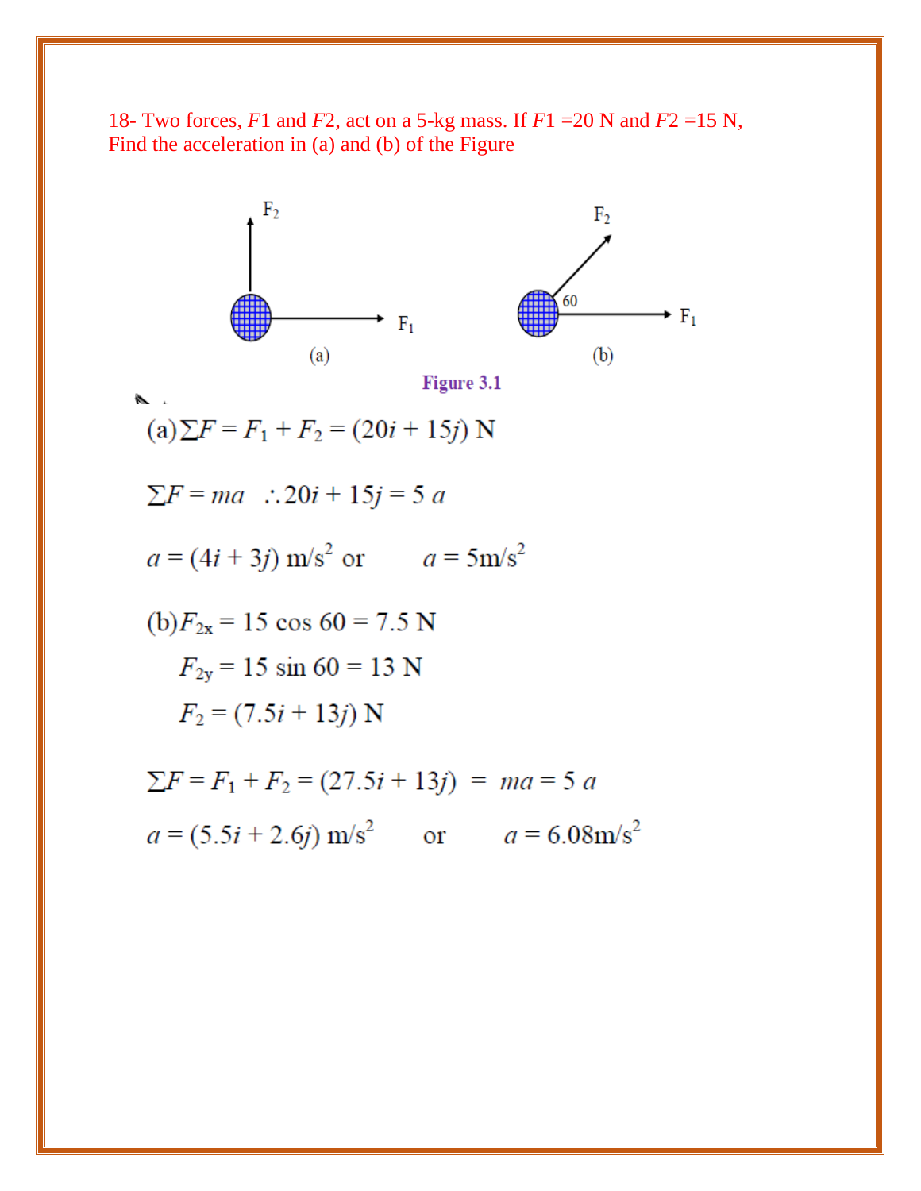18- Two forces, $F1$ and $F2$, act on a 5-kg mass. If $F1$ =20 N and $F2$ =15 N, Find the acceleration in (a) and (b) of the Figure

Figure 3.1

(a) $\Sigma F = F_1 + F_2 = (20i + 15j)$ N

$\Sigma F = ma \quad \therefore 20i + 15j = 5\,a$

$a = (4i + 3j)$ m/s$^2$ or $\quad a = 5$m/s$^2$

(b) $F_{2x} = 15 \cos 60 = 7.5$ N

$F_{2y} = 15 \sin 60 = 13$ N

$F_2 = (7.5i + 13j)$ N

$\Sigma F = F_1 + F_2 = (27.5i + 13j) \; = \; ma = 5\,a$

$a = (5.5i + 2.6j)$ m/s$^2$ $\quad$ or $\quad a = 6.08$m/s$^2$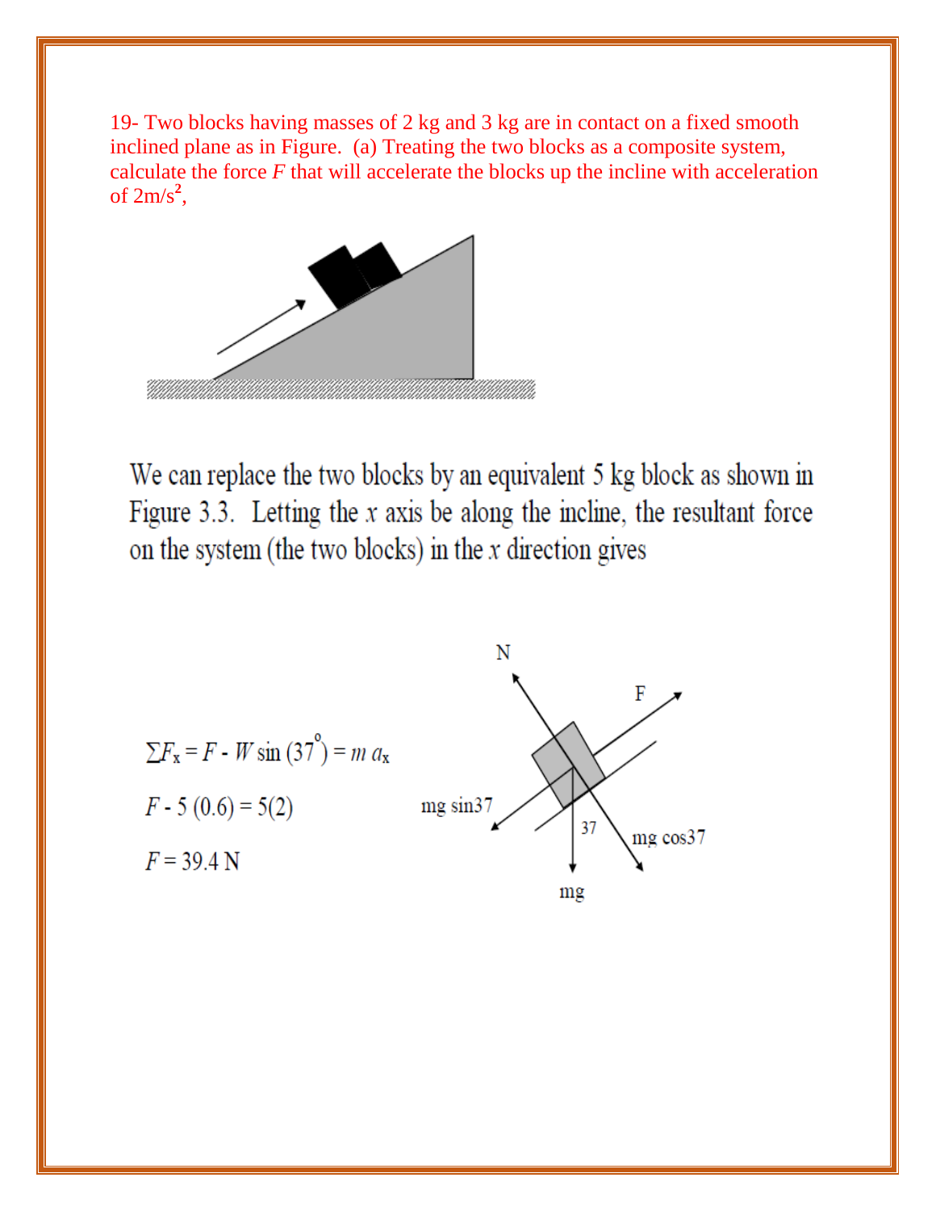19- Two blocks having masses of 2 kg and 3 kg are in contact on a fixed smooth inclined plane as in Figure. (a) Treating the two blocks as a composite system, calculate the force $F$ that will accelerate the blocks up the incline with acceleration of $2 m/s^2$,

We can replace the two blocks by an equivalent 5 kg block as shown in Figure 3.3. Letting the $x$ axis be along the incline, the resultant force on the system (the two blocks) in the $x$ direction gives

$$\sum F_x = F - W \sin(37^\circ) = m\, a_x$$

$$F - 5\,(0.6) = 5(2)$$

$$F = 39.4 \text{ N}$$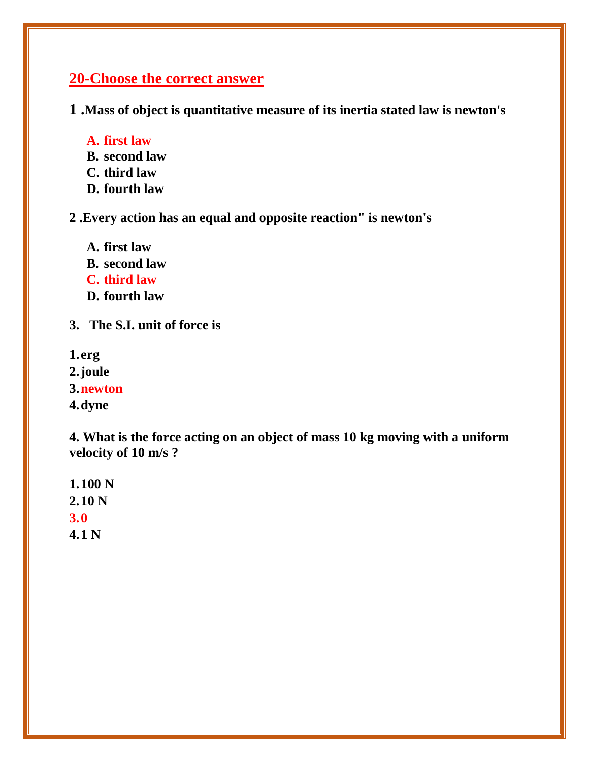## 20-Choose the correct answer

**1 .Mass of object is quantitative measure of its inertia stated law is newton's**

- **A. first law**
- **B. second law**
- **C. third law**
- **D. fourth law**

**2 .Every action has an equal and opposite reaction" is newton's**

- **A. first law**
- **B. second law**
- **C. third law**
- **D. fourth law**

**3. The S.I. unit of force is**

1. **erg**
2. **joule**
3. **newton**
4. **dyne**

**4. What is the force acting on an object of mass 10 kg moving with a uniform velocity of 10 m/s ?**

1. **100 N**
2. **10 N**
3. **0**
4. **1 N**